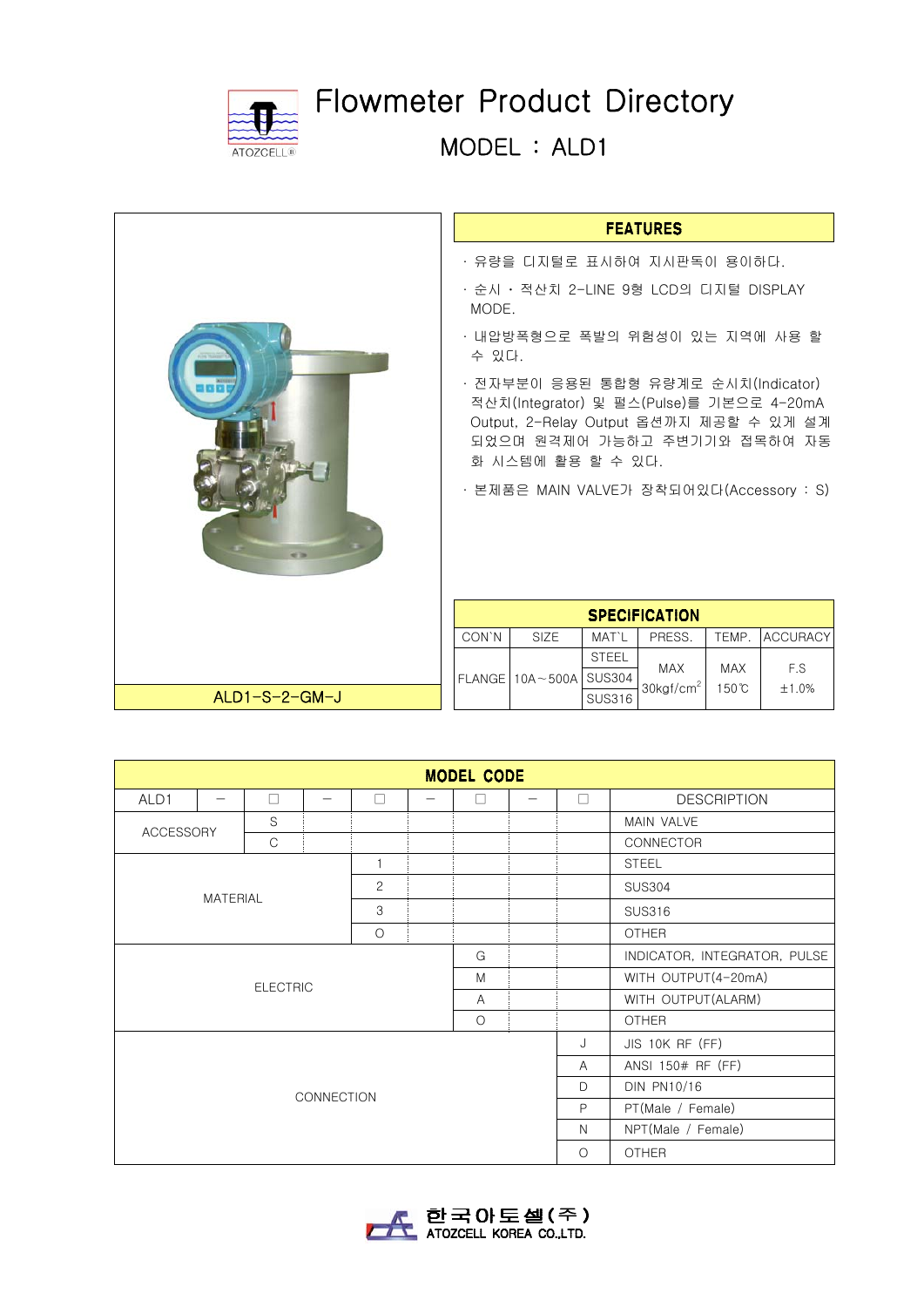# Flowmeter Product Directory

## MODEL : ALD1

ALD1-S-2-GM-J

### FEATURES

- · 유량을 디지털로 표시하여 지시판독이 용이하다.
- · 순시 · 적산치 2-LINE 9형 LCD의 디지털 DISPLAY MODE.
- · 내압방폭형으로 폭발의 위험성이 있는 지역에 사용 할 수 있다.
- · 전자부분이 응용된 통합형 유량계로 순시치(Indicator) 적산치(Integrator) 및 펄스(Pulse)를 기본으로 4-20mA Output, 2-Relay Output 옵션까지 제공할 수 있게 설계 되었으며 원격제어 가능하고 주변기기와 접목하여 자동화 시스템에 활용 할 수 있다.
- · 본제품은 MAIN VALVE가 장착되어있다(Accessory : S)

### SPECIFICATION

| CON`N | SIZE | MAT`L | PRESS. | TEMP. | ACCURACY |
|---|---|---|---|---|---|
| FLANGE | 10A～500A | STEEL<br>SUS304<br>SUS316 | MAX 30kgf/cm$^2$ | MAX 150℃ | F.S ±1.0% |

### MODEL CODE

| ALD1 | - | □ | - | □ | - | □ | - | □ | DESCRIPTION |
|---|---|---|---|---|---|---|---|---|---|
| ACCESSORY | | S | | | | | | | MAIN VALVE |
| | | C | | | | | | | CONNECTOR |
| MATERIAL | | | | 1 | | | | | STEEL |
| | | | | 2 | | | | | SUS304 |
| | | | | 3 | | | | | SUS316 |
| | | | | O | | | | | OTHER |
| ELECTRIC | | | | | | G | | | INDICATOR, INTEGRATOR, PULSE |
| | | | | | | M | | | WITH OUTPUT(4-20mA) |
| | | | | | | A | | | WITH OUTPUT(ALARM) |
| | | | | | | O | | | OTHER |
| CONNECTION | | | | | | | | J | JIS 10K RF (FF) |
| | | | | | | | | A | ANSI 150# RF (FF) |
| | | | | | | | | D | DIN PN10/16 |
| | | | | | | | | P | PT(Male / Female) |
| | | | | | | | | N | NPT(Male / Female) |
| | | | | | | | | O | OTHER |

한국아토셀(주)
ATOZCELL KOREA CO.,LTD.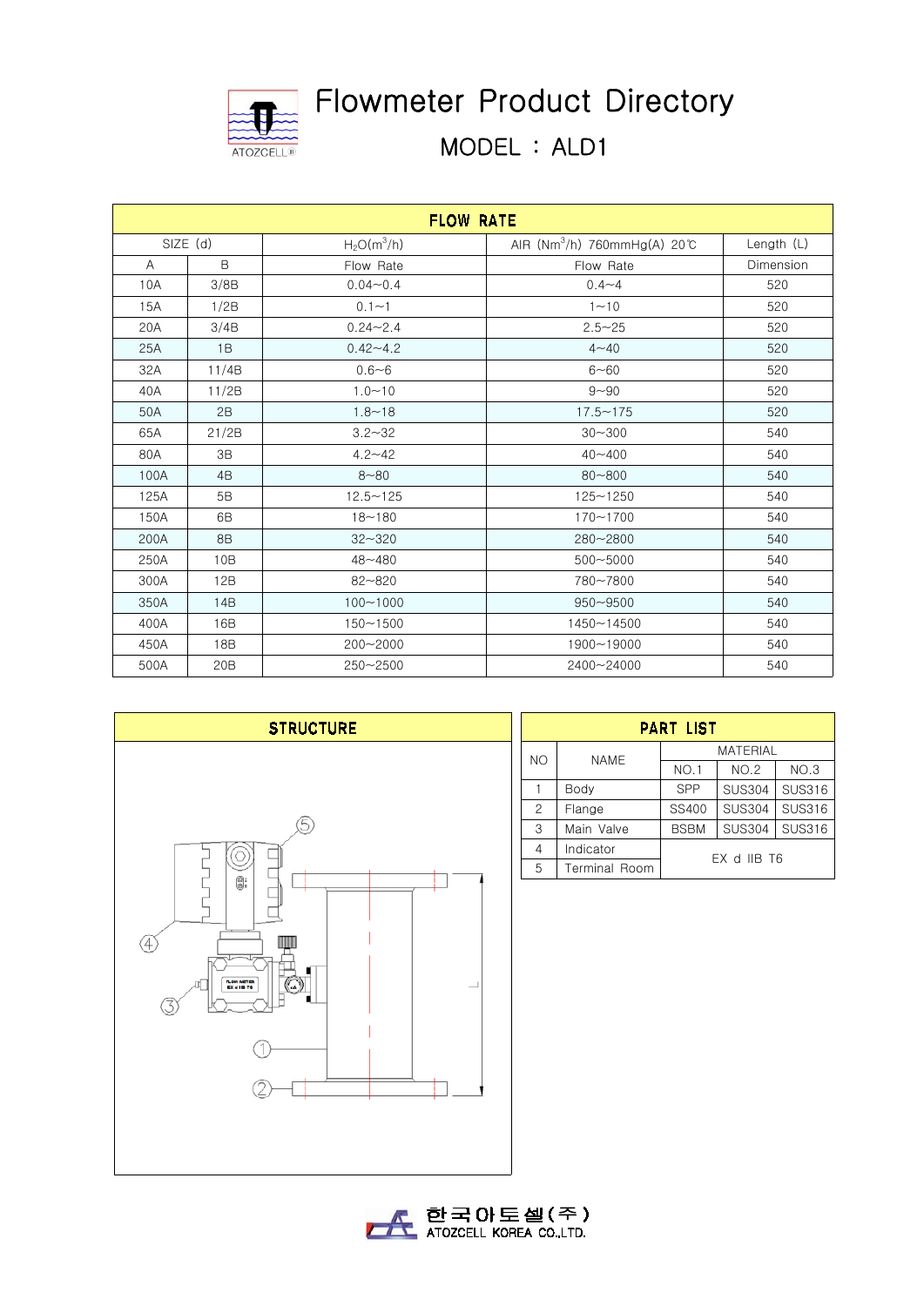# Flowmeter Product Directory

## MODEL : ALD1

| FLOW RATE | | | | |
|---|---|---|---|---|
| SIZE (d) | | $H_2O$($m^3$/h) | AIR ($Nm^3$/h) 760mmHg(A) 20℃ | Length (L) |
| A | B | Flow Rate | Flow Rate | Dimension |
| 10A | 3/8B | 0.04~0.4 | 0.4~4 | 520 |
| 15A | 1/2B | 0.1~1 | 1~10 | 520 |
| 20A | 3/4B | 0.24~2.4 | 2.5~25 | 520 |
| 25A | 1B | 0.42~4.2 | 4~40 | 520 |
| 32A | 11/4B | 0.6~6 | 6~60 | 520 |
| 40A | 11/2B | 1.0~10 | 9~90 | 520 |
| 50A | 2B | 1.8~18 | 17.5~175 | 520 |
| 65A | 21/2B | 3.2~32 | 30~300 | 540 |
| 80A | 3B | 4.2~42 | 40~400 | 540 |
| 100A | 4B | 8~80 | 80~800 | 540 |
| 125A | 5B | 12.5~125 | 125~1250 | 540 |
| 150A | 6B | 18~180 | 170~1700 | 540 |
| 200A | 8B | 32~320 | 280~2800 | 540 |
| 250A | 10B | 48~480 | 500~5000 | 540 |
| 300A | 12B | 82~820 | 780~7800 | 540 |
| 350A | 14B | 100~1000 | 950~9500 | 540 |
| 400A | 16B | 150~1500 | 1450~14500 | 540 |
| 450A | 18B | 200~2000 | 1900~19000 | 540 |
| 500A | 20B | 250~2500 | 2400~24000 | 540 |

### STRUCTURE

5
4
3
1
2
L

### PART LIST

| NO | NAME | MATERIAL | | |
|---|---|---|---|---|
| | | NO.1 | NO.2 | NO.3 |
| 1 | Body | SPP | SUS304 | SUS316 |
| 2 | Flange | SS400 | SUS304 | SUS316 |
| 3 | Main Valve | BSBM | SUS304 | SUS316 |
| 4 | Indicator | EX d IIB T6 | | |
| 5 | Terminal Room | | | |

한국아토셀(주)
ATOZCELL KOREA CO.,LTD.